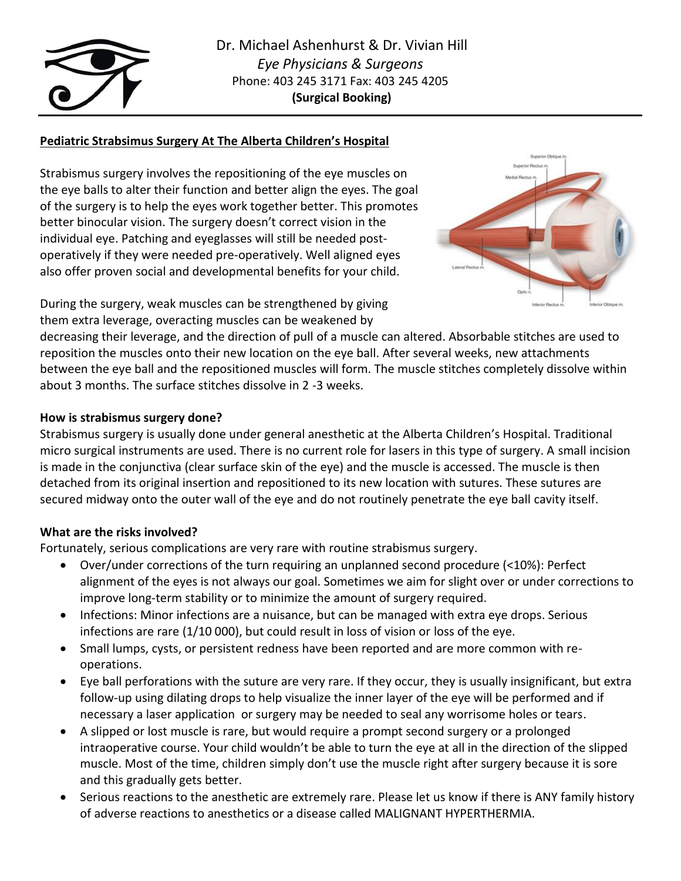Dr. Michael Ashenhurst & Dr. Vivian Hill
*Eye Physicians & Surgeons*
Phone: 403 245 3171 Fax: 403 245 4205
**(Surgical Booking)**

## Pediatric Strabsimus Surgery At The Alberta Children's Hospital

Strabismus surgery involves the repositioning of the eye muscles on the eye balls to alter their function and better align the eyes. The goal of the surgery is to help the eyes work together better. This promotes better binocular vision. The surgery doesn't correct vision in the individual eye. Patching and eyeglasses will still be needed post-operatively if they were needed pre-operatively. Well aligned eyes also offer proven social and developmental benefits for your child.

During the surgery, weak muscles can be strengthened by giving them extra leverage, overacting muscles can be weakened by decreasing their leverage, and the direction of pull of a muscle can altered. Absorbable stitches are used to reposition the muscles onto their new location on the eye ball. After several weeks, new attachments between the eye ball and the repositioned muscles will form. The muscle stitches completely dissolve within about 3 months. The surface stitches dissolve in 2 -3 weeks.

### How is strabismus surgery done?

Strabismus surgery is usually done under general anesthetic at the Alberta Children's Hospital. Traditional micro surgical instruments are used. There is no current role for lasers in this type of surgery. A small incision is made in the conjunctiva (clear surface skin of the eye) and the muscle is accessed. The muscle is then detached from its original insertion and repositioned to its new location with sutures. These sutures are secured midway onto the outer wall of the eye and do not routinely penetrate the eye ball cavity itself.

### What are the risks involved?

Fortunately, serious complications are very rare with routine strabismus surgery.

- Over/under corrections of the turn requiring an unplanned second procedure (<10%): Perfect alignment of the eyes is not always our goal. Sometimes we aim for slight over or under corrections to improve long-term stability or to minimize the amount of surgery required.
- Infections: Minor infections are a nuisance, but can be managed with extra eye drops. Serious infections are rare (1/10 000), but could result in loss of vision or loss of the eye.
- Small lumps, cysts, or persistent redness have been reported and are more common with re-operations.
- Eye ball perforations with the suture are very rare. If they occur, they is usually insignificant, but extra follow-up using dilating drops to help visualize the inner layer of the eye will be performed and if necessary a laser application or surgery may be needed to seal any worrisome holes or tears.
- A slipped or lost muscle is rare, but would require a prompt second surgery or a prolonged intraoperative course. Your child wouldn't be able to turn the eye at all in the direction of the slipped muscle. Most of the time, children simply don't use the muscle right after surgery because it is sore and this gradually gets better.
- Serious reactions to the anesthetic are extremely rare. Please let us know if there is ANY family history of adverse reactions to anesthetics or a disease called MALIGNANT HYPERTHERMIA.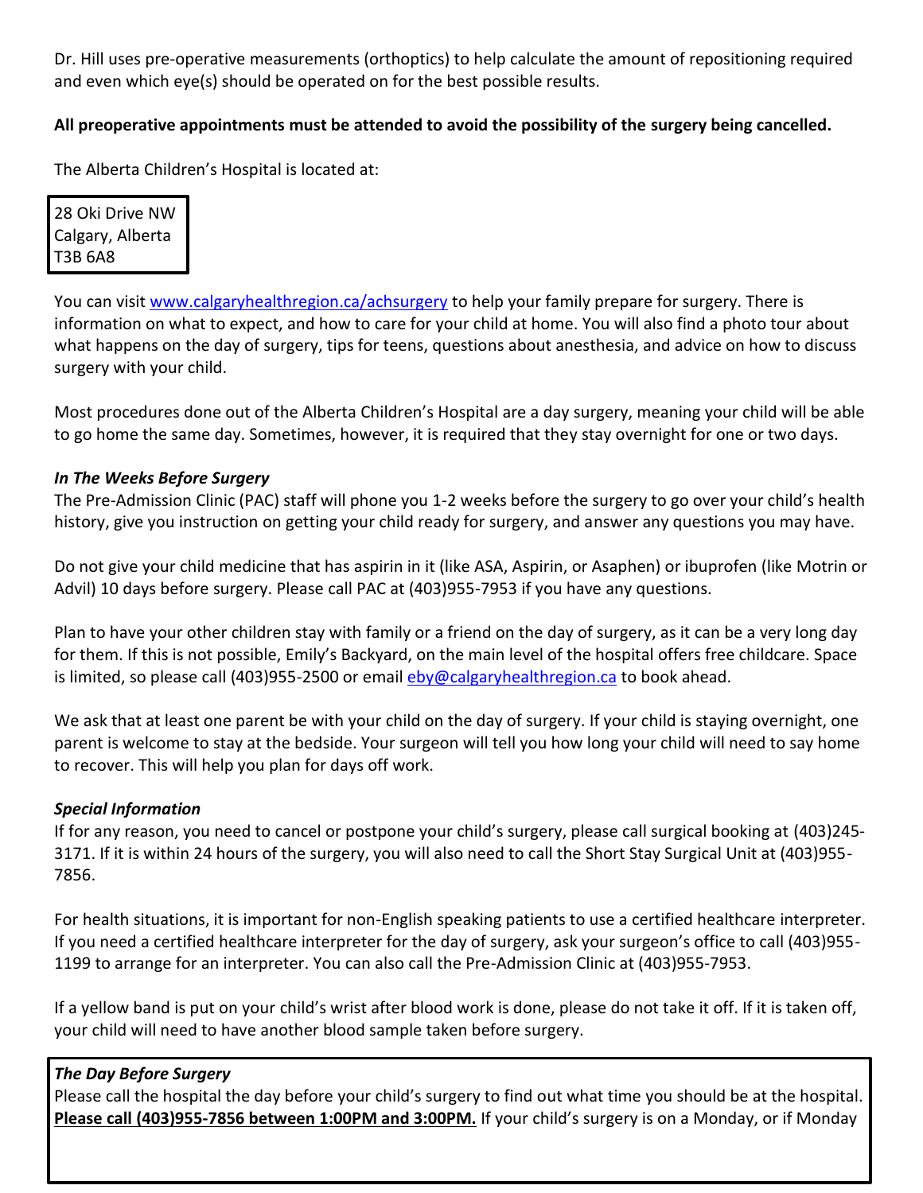Dr. Hill uses pre-operative measurements (orthoptics) to help calculate the amount of repositioning required and even which eye(s) should be operated on for the best possible results.

**All preoperative appointments must be attended to avoid the possibility of the surgery being cancelled.**

The Alberta Children's Hospital is located at:

28 Oki Drive NW
Calgary, Alberta
T3B 6A8

You can visit www.calgaryhealthregion.ca/achsurgery to help your family prepare for surgery. There is information on what to expect, and how to care for your child at home. You will also find a photo tour about what happens on the day of surgery, tips for teens, questions about anesthesia, and advice on how to discuss surgery with your child.

Most procedures done out of the Alberta Children's Hospital are a day surgery, meaning your child will be able to go home the same day. Sometimes, however, it is required that they stay overnight for one or two days.

***In The Weeks Before Surgery***

The Pre-Admission Clinic (PAC) staff will phone you 1-2 weeks before the surgery to go over your child's health history, give you instruction on getting your child ready for surgery, and answer any questions you may have.

Do not give your child medicine that has aspirin in it (like ASA, Aspirin, or Asaphen) or ibuprofen (like Motrin or Advil) 10 days before surgery. Please call PAC at (403)955-7953 if you have any questions.

Plan to have your other children stay with family or a friend on the day of surgery, as it can be a very long day for them. If this is not possible, Emily's Backyard, on the main level of the hospital offers free childcare. Space is limited, so please call (403)955-2500 or email eby@calgaryhealthregion.ca to book ahead.

We ask that at least one parent be with your child on the day of surgery. If your child is staying overnight, one parent is welcome to stay at the bedside. Your surgeon will tell you how long your child will need to say home to recover. This will help you plan for days off work.

***Special Information***

If for any reason, you need to cancel or postpone your child's surgery, please call surgical booking at (403)245-3171. If it is within 24 hours of the surgery, you will also need to call the Short Stay Surgical Unit at (403)955-7856.

For health situations, it is important for non-English speaking patients to use a certified healthcare interpreter. If you need a certified healthcare interpreter for the day of surgery, ask your surgeon's office to call (403)955-1199 to arrange for an interpreter. You can also call the Pre-Admission Clinic at (403)955-7953.

If a yellow band is put on your child's wrist after blood work is done, please do not take it off. If it is taken off, your child will need to have another blood sample taken before surgery.

***The Day Before Surgery***

Please call the hospital the day before your child's surgery to find out what time you should be at the hospital. **Please call (403)955-7856 between 1:00PM and 3:00PM.** If your child's surgery is on a Monday, or if Monday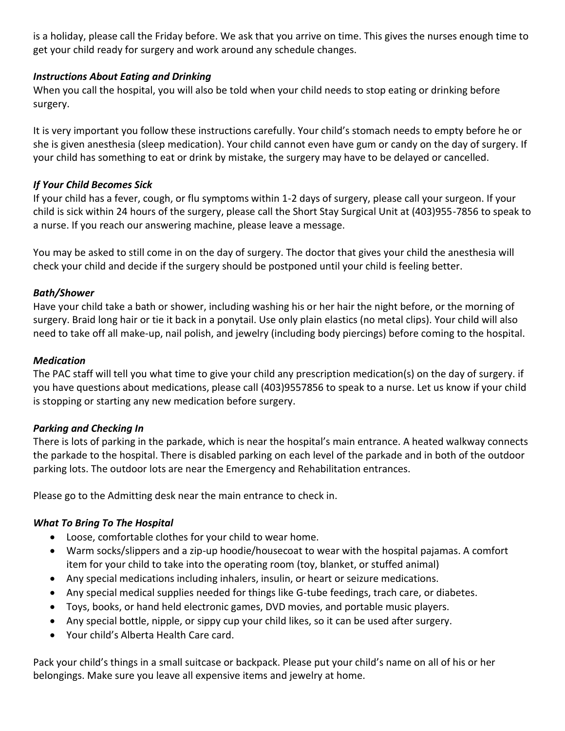is a holiday, please call the Friday before. We ask that you arrive on time. This gives the nurses enough time to get your child ready for surgery and work around any schedule changes.

***Instructions About Eating and Drinking***

When you call the hospital, you will also be told when your child needs to stop eating or drinking before surgery.

It is very important you follow these instructions carefully. Your child's stomach needs to empty before he or she is given anesthesia (sleep medication). Your child cannot even have gum or candy on the day of surgery. If your child has something to eat or drink by mistake, the surgery may have to be delayed or cancelled.

***If Your Child Becomes Sick***

If your child has a fever, cough, or flu symptoms within 1-2 days of surgery, please call your surgeon. If your child is sick within 24 hours of the surgery, please call the Short Stay Surgical Unit at (403)955-7856 to speak to a nurse. If you reach our answering machine, please leave a message.

You may be asked to still come in on the day of surgery. The doctor that gives your child the anesthesia will check your child and decide if the surgery should be postponed until your child is feeling better.

***Bath/Shower***

Have your child take a bath or shower, including washing his or her hair the night before, or the morning of surgery. Braid long hair or tie it back in a ponytail. Use only plain elastics (no metal clips). Your child will also need to take off all make-up, nail polish, and jewelry (including body piercings) before coming to the hospital.

***Medication***

The PAC staff will tell you what time to give your child any prescription medication(s) on the day of surgery. if you have questions about medications, please call (403)9557856 to speak to a nurse. Let us know if your child is stopping or starting any new medication before surgery.

***Parking and Checking In***

There is lots of parking in the parkade, which is near the hospital's main entrance. A heated walkway connects the parkade to the hospital. There is disabled parking on each level of the parkade and in both of the outdoor parking lots. The outdoor lots are near the Emergency and Rehabilitation entrances.

Please go to the Admitting desk near the main entrance to check in.

***What To Bring To The Hospital***

- Loose, comfortable clothes for your child to wear home.
- Warm socks/slippers and a zip-up hoodie/housecoat to wear with the hospital pajamas. A comfort item for your child to take into the operating room (toy, blanket, or stuffed animal)
- Any special medications including inhalers, insulin, or heart or seizure medications.
- Any special medical supplies needed for things like G-tube feedings, trach care, or diabetes.
- Toys, books, or hand held electronic games, DVD movies, and portable music players.
- Any special bottle, nipple, or sippy cup your child likes, so it can be used after surgery.
- Your child's Alberta Health Care card.

Pack your child's things in a small suitcase or backpack. Please put your child's name on all of his or her belongings. Make sure you leave all expensive items and jewelry at home.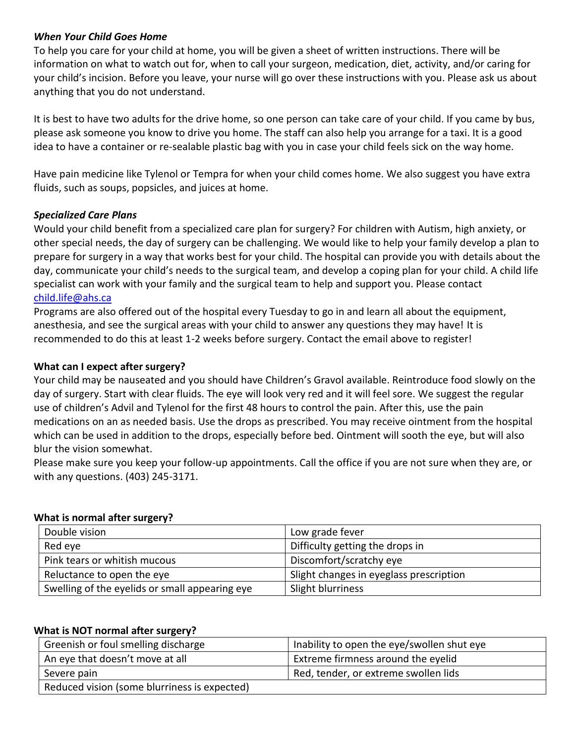***When Your Child Goes Home***

To help you care for your child at home, you will be given a sheet of written instructions. There will be information on what to watch out for, when to call your surgeon, medication, diet, activity, and/or caring for your child's incision. Before you leave, your nurse will go over these instructions with you. Please ask us about anything that you do not understand.

It is best to have two adults for the drive home, so one person can take care of your child. If you came by bus, please ask someone you know to drive you home. The staff can also help you arrange for a taxi. It is a good idea to have a container or re-sealable plastic bag with you in case your child feels sick on the way home.

Have pain medicine like Tylenol or Tempra for when your child comes home. We also suggest you have extra fluids, such as soups, popsicles, and juices at home.

***Specialized Care Plans***

Would your child benefit from a specialized care plan for surgery? For children with Autism, high anxiety, or other special needs, the day of surgery can be challenging. We would like to help your family develop a plan to prepare for surgery in a way that works best for your child. The hospital can provide you with details about the day, communicate your child's needs to the surgical team, and develop a coping plan for your child. A child life specialist can work with your family and the surgical team to help and support you. Please contact [child.life@ahs.ca](mailto:child.life@ahs.ca)

Programs are also offered out of the hospital every Tuesday to go in and learn all about the equipment, anesthesia, and see the surgical areas with your child to answer any questions they may have! It is recommended to do this at least 1-2 weeks before surgery. Contact the email above to register!

**What can I expect after surgery?**

Your child may be nauseated and you should have Children's Gravol available. Reintroduce food slowly on the day of surgery. Start with clear fluids. The eye will look very red and it will feel sore. We suggest the regular use of children's Advil and Tylenol for the first 48 hours to control the pain. After this, use the pain medications on an as needed basis. Use the drops as prescribed. You may receive ointment from the hospital which can be used in addition to the drops, especially before bed. Ointment will sooth the eye, but will also blur the vision somewhat.

Please make sure you keep your follow-up appointments. Call the office if you are not sure when they are, or with any questions. (403) 245-3171.

**What is normal after surgery?**

| | |
|---|---|
| Double vision | Low grade fever |
| Red eye | Difficulty getting the drops in |
| Pink tears or whitish mucous | Discomfort/scratchy eye |
| Reluctance to open the eye | Slight changes in eyeglass prescription |
| Swelling of the eyelids or small appearing eye | Slight blurriness |

**What is NOT normal after surgery?**

| | |
|---|---|
| Greenish or foul smelling discharge | Inability to open the eye/swollen shut eye |
| An eye that doesn't move at all | Extreme firmness around the eyelid |
| Severe pain | Red, tender, or extreme swollen lids |
| Reduced vision (some blurriness is expected) | |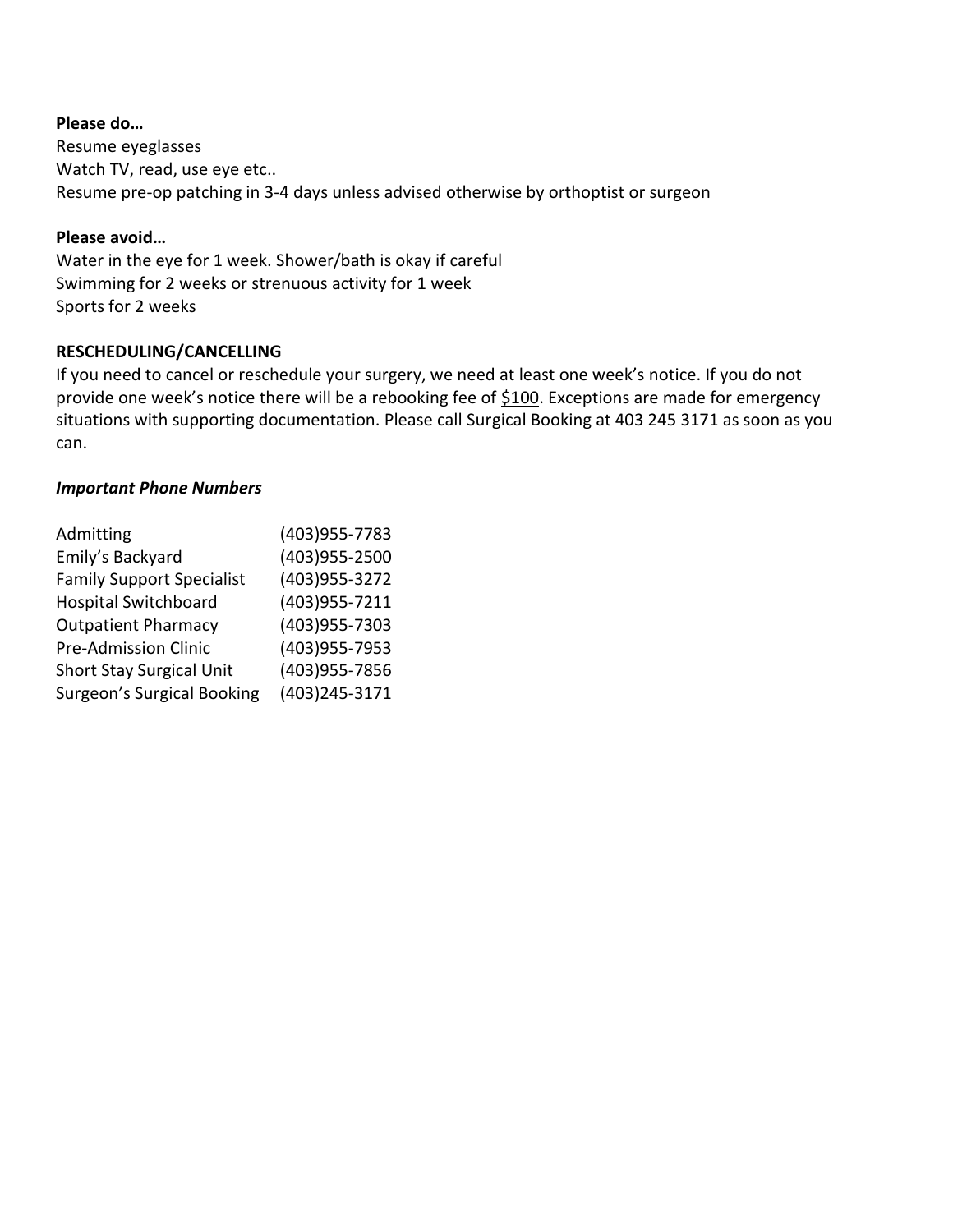**Please do…**

Resume eyeglasses
Watch TV, read, use eye etc..
Resume pre-op patching in 3-4 days unless advised otherwise by orthoptist or surgeon

**Please avoid…**

Water in the eye for 1 week. Shower/bath is okay if careful
Swimming for 2 weeks or strenuous activity for 1 week
Sports for 2 weeks

**RESCHEDULING/CANCELLING**

If you need to cancel or reschedule your surgery, we need at least one week's notice. If you do not provide one week's notice there will be a rebooking fee of $100. Exceptions are made for emergency situations with supporting documentation. Please call Surgical Booking at 403 245 3171 as soon as you can.

***Important Phone Numbers***

| | |
|---|---|
| Admitting | (403)955-7783 |
| Emily's Backyard | (403)955-2500 |
| Family Support Specialist | (403)955-3272 |
| Hospital Switchboard | (403)955-7211 |
| Outpatient Pharmacy | (403)955-7303 |
| Pre-Admission Clinic | (403)955-7953 |
| Short Stay Surgical Unit | (403)955-7856 |
| Surgeon's Surgical Booking | (403)245-3171 |